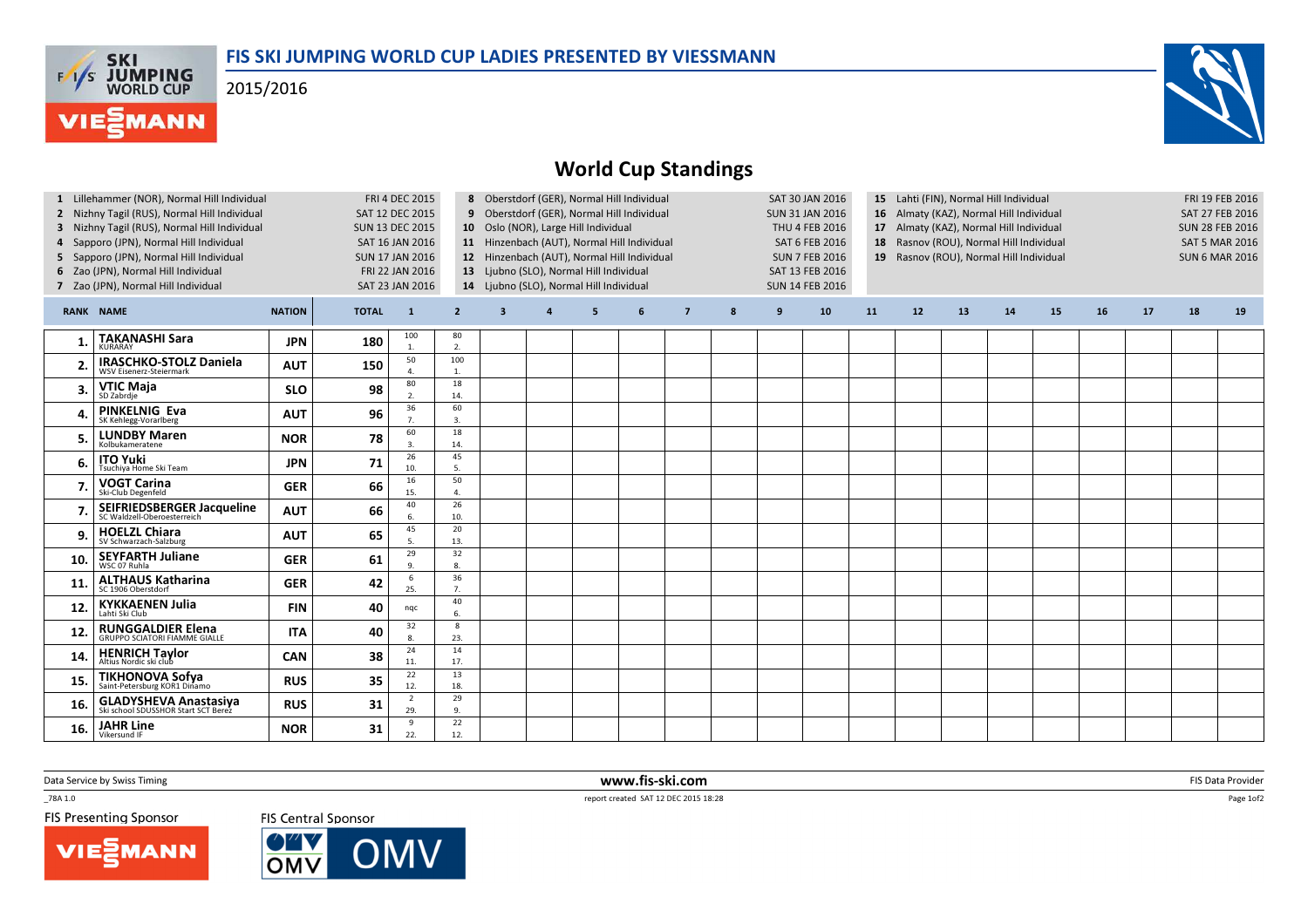# FIS SKI JUMPING WORLD CUP LADIES PRESENTED BY VIESSMANN

2015/2016

## World Cup Standings

| No. | Competition | Date |
|---|---|---|
| 1 | Lillehammer (NOR), Normal Hill Individual | FRI 4 DEC 2015 |
| 2 | Nizhny Tagil (RUS), Normal Hill Individual | SAT 12 DEC 2015 |
| 3 | Nizhny Tagil (RUS), Normal Hill Individual | SUN 13 DEC 2015 |
| 4 | Sapporo (JPN), Normal Hill Individual | SAT 16 JAN 2016 |
| 5 | Sapporo (JPN), Normal Hill Individual | SUN 17 JAN 2016 |
| 6 | Zao (JPN), Normal Hill Individual | FRI 22 JAN 2016 |
| 7 | Zao (JPN), Normal Hill Individual | SAT 23 JAN 2016 |
| 8 | Oberstdorf (GER), Normal Hill Individual | SAT 30 JAN 2016 |
| 9 | Oberstdorf (GER), Normal Hill Individual | SUN 31 JAN 2016 |
| 10 | Oslo (NOR), Large Hill Individual | THU 4 FEB 2016 |
| 11 | Hinzenbach (AUT), Normal Hill Individual | SAT 6 FEB 2016 |
| 12 | Hinzenbach (AUT), Normal Hill Individual | SUN 7 FEB 2016 |
| 13 | Ljubno (SLO), Normal Hill Individual | SAT 13 FEB 2016 |
| 14 | Ljubno (SLO), Normal Hill Individual | SUN 14 FEB 2016 |
| 15 | Lahti (FIN), Normal Hill Individual | FRI 19 FEB 2016 |
| 16 | Almaty (KAZ), Normal Hill Individual | SAT 27 FEB 2016 |
| 17 | Almaty (KAZ), Normal Hill Individual | SUN 28 FEB 2016 |
| 18 | Rasnov (ROU), Normal Hill Individual | SAT 5 MAR 2016 |
| 19 | Rasnov (ROU), Normal Hill Individual | SUN 6 MAR 2016 |

| RANK | NAME | NATION | TOTAL | 1 | 2 | 3 | 4 | 5 | 6 | 7 | 8 | 9 | 10 | 11 | 12 | 13 | 14 | 15 | 16 | 17 | 18 | 19 |
|---|---|---|---|---|---|---|---|---|---|---|---|---|---|---|---|---|---|---|---|---|---|---|
| 1. | **TAKANASHI Sara** KURARAY | JPN | 180 | 100 1. | 80 2. | | | | | | | | | | | | | | | | | |
| 2. | **IRASCHKO-STOLZ Daniela** WSV Eisenerz-Steiermark | AUT | 150 | 50 4. | 100 1. | | | | | | | | | | | | | | | | | |
| 3. | **VTIC Maja** SD Zabrdje | SLO | 98 | 80 2. | 18 14. | | | | | | | | | | | | | | | | | |
| 4. | **PINKELNIG Eva** SK Kehlegg-Vorarlberg | AUT | 96 | 36 7. | 60 3. | | | | | | | | | | | | | | | | | |
| 5. | **LUNDBY Maren** Kolbukameratene | NOR | 78 | 60 3. | 18 14. | | | | | | | | | | | | | | | | | |
| 6. | **ITO Yuki** Tsuchiya Home Ski Team | JPN | 71 | 26 10. | 45 5. | | | | | | | | | | | | | | | | | |
| 7. | **VOGT Carina** Ski-Club Degenfeld | GER | 66 | 16 15. | 50 4. | | | | | | | | | | | | | | | | | |
| 7. | **SEIFRIEDSBERGER Jacqueline** SC Waldzell-Oberoesterreich | AUT | 66 | 40 6. | 26 10. | | | | | | | | | | | | | | | | | |
| 9. | **HOELZL Chiara** SV Schwarzach-Salzburg | AUT | 65 | 45 5. | 20 13. | | | | | | | | | | | | | | | | | |
| 10. | **SEYFARTH Juliane** WSC 07 Ruhla | GER | 61 | 29 9. | 32 8. | | | | | | | | | | | | | | | | | |
| 11. | **ALTHAUS Katharina** SC 1906 Oberstdorf | GER | 42 | 6 25. | 36 7. | | | | | | | | | | | | | | | | | |
| 12. | **KYKKAENEN Julia** Lahti Ski Club | FIN | 40 | nqc | 40 6. | | | | | | | | | | | | | | | | | |
| 12. | **RUNGGALDIER Elena** GRUPPO SCIATORI FIAMME GIALLE | ITA | 40 | 32 8. | 8 23. | | | | | | | | | | | | | | | | | |
| 14. | **HENRICH Taylor** Altius Nordic ski club | CAN | 38 | 24 11. | 14 17. | | | | | | | | | | | | | | | | | |
| 15. | **TIKHONOVA Sofya** Saint-Petersburg KOR1 Dinamo | RUS | 35 | 22 12. | 13 18. | | | | | | | | | | | | | | | | | |
| 16. | **GLADYSHEVA Anastasiya** Ski school SDUSSHOR Start SCT Berez | RUS | 31 | 2 29. | 29 9. | | | | | | | | | | | | | | | | | |
| 16. | **JAHR Line** Vikersund IF | NOR | 31 | 9 22. | 22 12. | | | | | | | | | | | | | | | | | |

Data Service by Swiss Timing — www.fis-ski.com — FIS Data Provider

_78A 1.0 — report created SAT 12 DEC 2015 18:28

FIS Presenting Sponsor: VIESSMANN — FIS Central Sponsor: OMV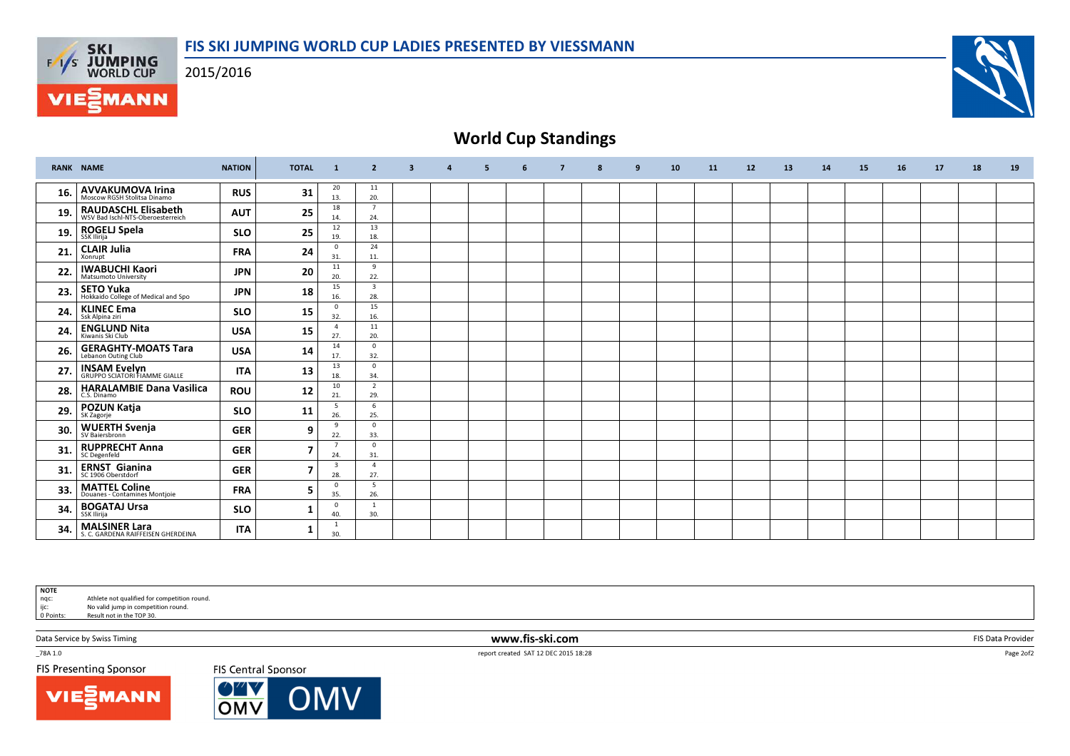# FIS SKI JUMPING WORLD CUP LADIES PRESENTED BY VIESSMANN

2015/2016

## World Cup Standings

| RANK | NAME | NATION | TOTAL | 1 | 2 | 3 | 4 | 5 | 6 | 7 | 8 | 9 | 10 | 11 | 12 | 13 | 14 | 15 | 16 | 17 | 18 | 19 |
|---|---|---|---|---|---|---|---|---|---|---|---|---|---|---|---|---|---|---|---|---|---|---|
| 16. | **AVVAKUMOVA Irina** Moscow RGSH Stolitsa Dinamo | RUS | 31 | 20 13. | 11 20. | | | | | | | | | | | | | | | | | |
| 19. | **RAUDASCHL Elisabeth** WSV Bad Ischl-NTS-Oberoesterreich | AUT | 25 | 18 14. | 7 24. | | | | | | | | | | | | | | | | | |
| 19. | **ROGELJ Spela** SSK Ilirija | SLO | 25 | 12 19. | 13 18. | | | | | | | | | | | | | | | | | |
| 21. | **CLAIR Julia** Xonrupt | FRA | 24 | 0 31. | 24 11. | | | | | | | | | | | | | | | | | |
| 22. | **IWABUCHI Kaori** Matsumoto University | JPN | 20 | 11 20. | 9 22. | | | | | | | | | | | | | | | | | |
| 23. | **SETO Yuka** Hokkaido College of Medical and Spo | JPN | 18 | 15 16. | 3 28. | | | | | | | | | | | | | | | | | |
| 24. | **KLINEC Ema** Ssk Alpina ziri | SLO | 15 | 0 32. | 15 16. | | | | | | | | | | | | | | | | | |
| 24. | **ENGLUND Nita** Kiwanis Ski Club | USA | 15 | 4 27. | 11 20. | | | | | | | | | | | | | | | | | |
| 26. | **GERAGHTY-MOATS Tara** Lebanon Outing Club | USA | 14 | 14 17. | 0 32. | | | | | | | | | | | | | | | | | |
| 27. | **INSAM Evelyn** GRUPPO SCIATORI FIAMME GIALLE | ITA | 13 | 13 18. | 0 34. | | | | | | | | | | | | | | | | | |
| 28. | **HARALAMBIE Dana Vasilica** C.S. Dinamo | ROU | 12 | 10 21. | 2 29. | | | | | | | | | | | | | | | | | |
| 29. | **POZUN Katja** SK Zagorje | SLO | 11 | 5 26. | 6 25. | | | | | | | | | | | | | | | | | |
| 30. | **WUERTH Svenja** SV Baiersbronn | GER | 9 | 9 22. | 0 33. | | | | | | | | | | | | | | | | | |
| 31. | **RUPPRECHT Anna** SC Degenfeld | GER | 7 | 7 24. | 0 31. | | | | | | | | | | | | | | | | | |
| 31. | **ERNST Gianina** SC 1906 Oberstdorf | GER | 7 | 3 28. | 4 27. | | | | | | | | | | | | | | | | | |
| 33. | **MATTEL Coline** Douanes - Contamines Montjoie | FRA | 5 | 0 35. | 5 26. | | | | | | | | | | | | | | | | | |
| 34. | **BOGATAJ Ursa** SSK Ilirija | SLO | 1 | 0 40. | 1 30. | | | | | | | | | | | | | | | | | |
| 34. | **MALSINER Lara** S. C. GARDENA RAIFFEISEN GHERDEINA | ITA | 1 | 1 30. | | | | | | | | | | | | | | | | | | |

**NOTE**

nqc: Athlete not qualified for competition round.
ijc: No valid jump in competition round.
0 Points: Result not in the TOP 30.

Data Service by Swiss Timing — www.fis-ski.com — FIS Data Provider

_78A 1.0 — report created SAT 12 DEC 2015 18:28

FIS Presenting Sponsor — FIS Central Sponsor